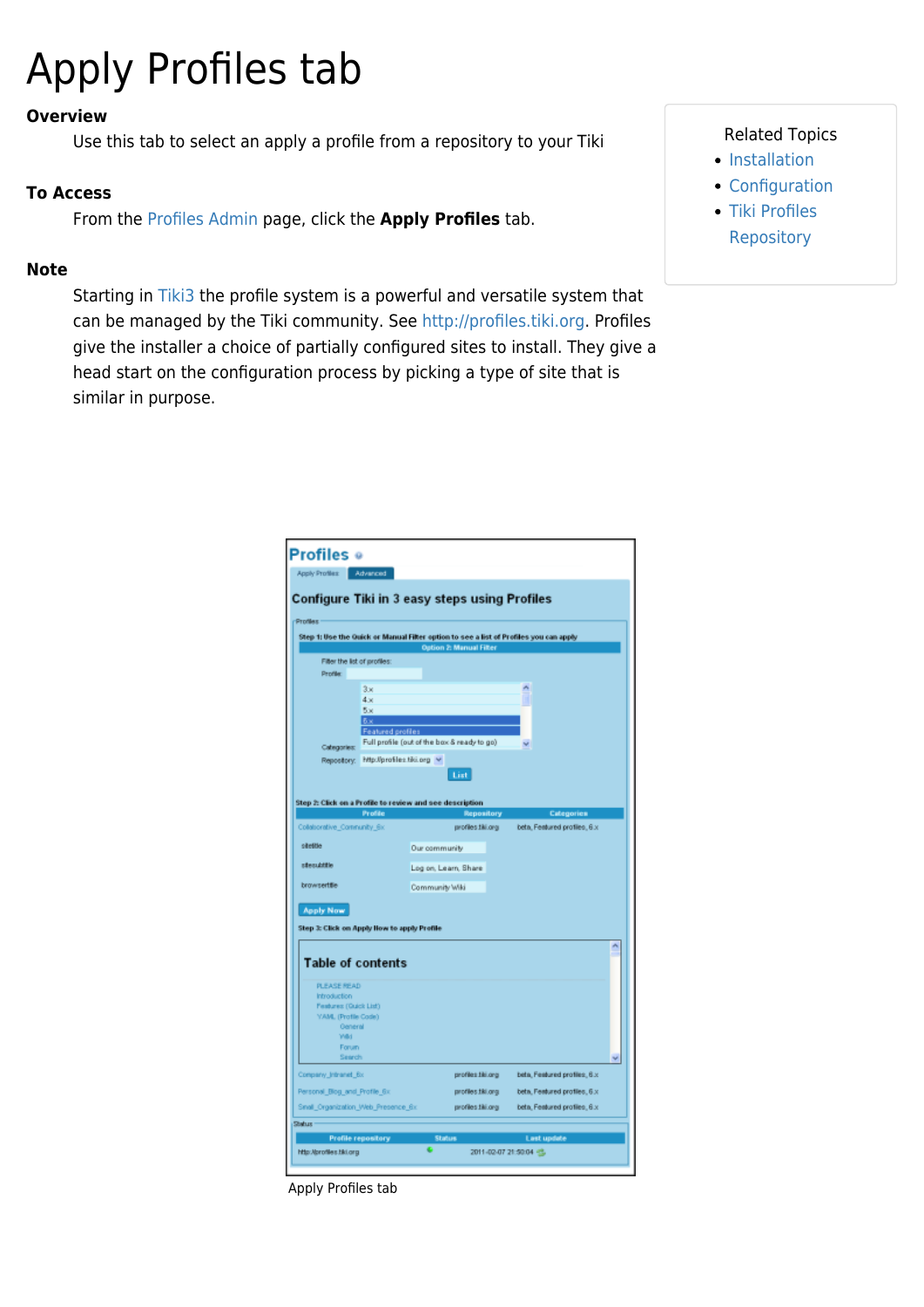# Apply Profiles tab

**Overview**

Use this tab to select an apply a profile from a repository to your Tiki

**To Access**

From the Profiles Admin page, click the **Apply Profiles** tab.

**Note**

Starting in Tiki3 the profile system is a powerful and versatile system that can be managed by the Tiki community. See http://profiles.tiki.org. Profiles give the installer a choice of partially configured sites to install. They give a head start on the configuration process by picking a type of site that is similar in purpose.

Related Topics

- Installation
- Configuration
- Tiki Profiles Repository

Apply Profiles tab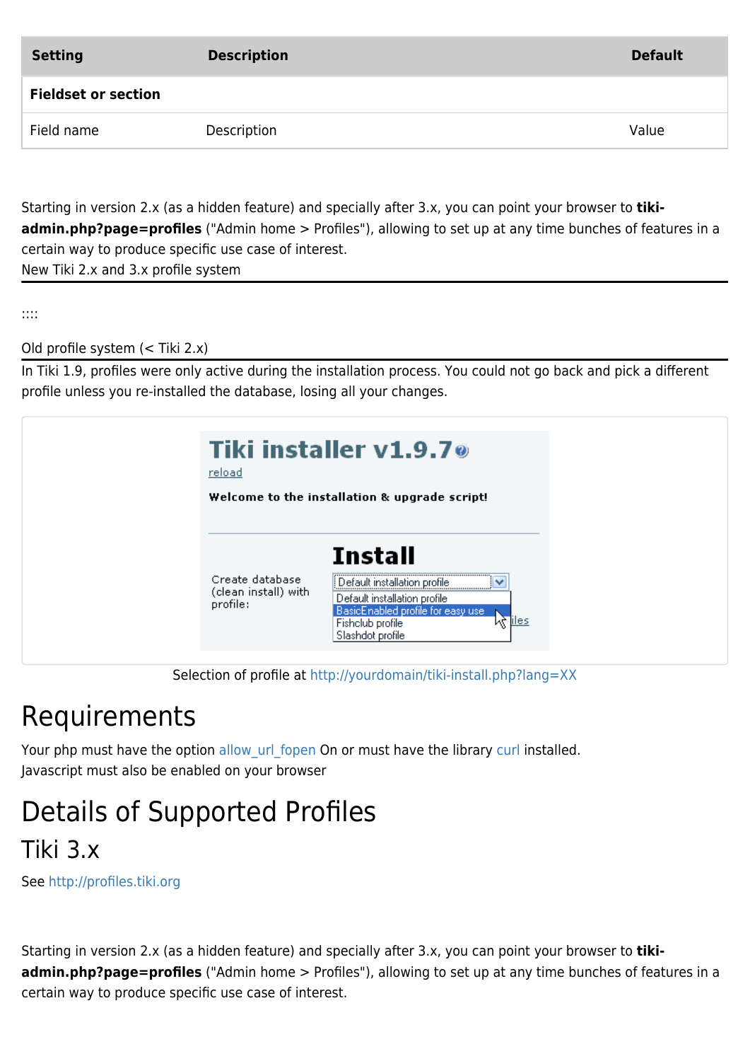| Setting | Description | Default |
|---|---|---|
| **Fieldset or section** | | |
| Field name | Description | Value |

Starting in version 2.x (as a hidden feature) and specially after 3.x, you can point your browser to **tiki-admin.php?page=profiles** ("Admin home > Profiles"), allowing to set up at any time bunches of features in a certain way to produce specific use case of interest.

New Tiki 2.x and 3.x profile system

---

::::

Old profile system (< Tiki 2.x)

---

In Tiki 1.9, profiles were only active during the installation process. You could not go back and pick a different profile unless you re-installed the database, losing all your changes.

Selection of profile at http://yourdomain/tiki-install.php?lang=XX

# Requirements

Your php must have the option allow_url_fopen On or must have the library curl installed.
Javascript must also be enabled on your browser

# Details of Supported Profiles

## Tiki 3.x

See http://profiles.tiki.org

Starting in version 2.x (as a hidden feature) and specially after 3.x, you can point your browser to **tiki-admin.php?page=profiles** ("Admin home > Profiles"), allowing to set up at any time bunches of features in a certain way to produce specific use case of interest.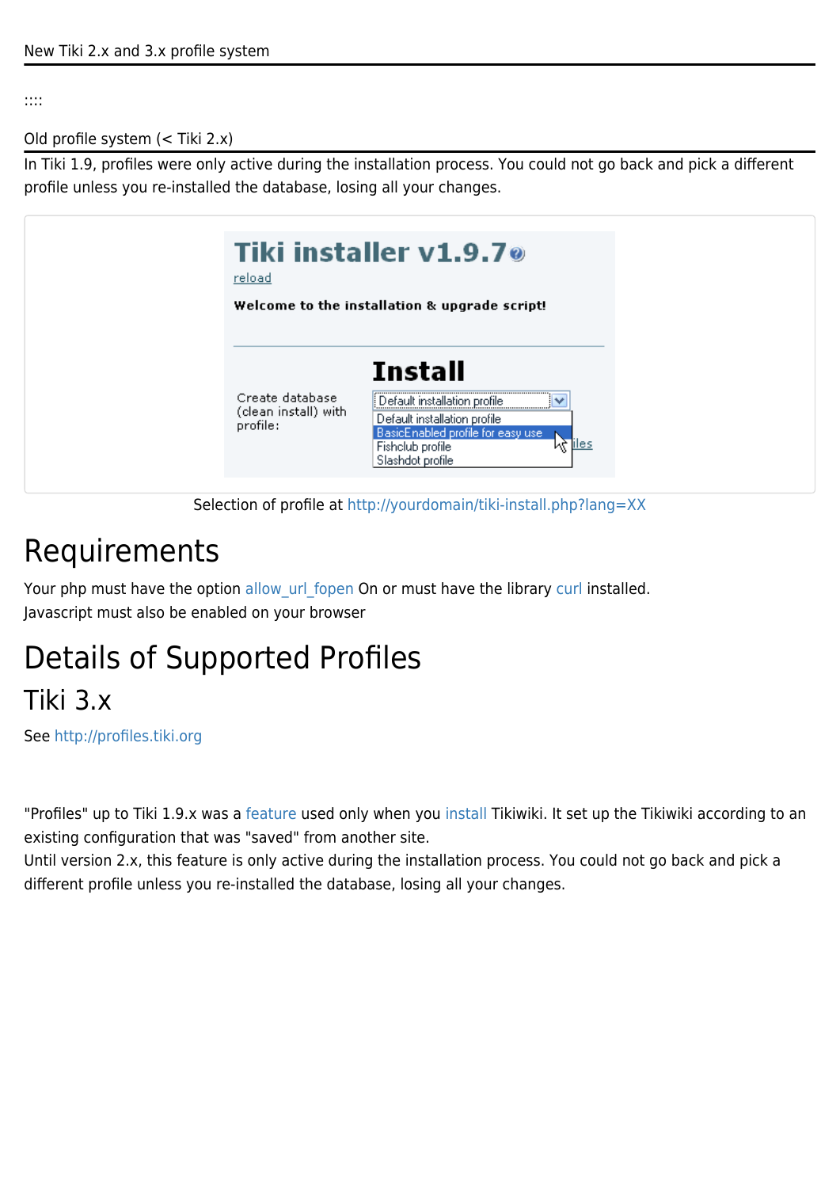New Tiki 2.x and 3.x profile system

::::

Old profile system (< Tiki 2.x)

In Tiki 1.9, profiles were only active during the installation process. You could not go back and pick a different profile unless you re-installed the database, losing all your changes.

Selection of profile at http://yourdomain/tiki-install.php?lang=XX

# Requirements

Your php must have the option allow_url_fopen On or must have the library curl installed.
Javascript must also be enabled on your browser

# Details of Supported Profiles

## Tiki 3.x

See http://profiles.tiki.org

"Profiles" up to Tiki 1.9.x was a feature used only when you install Tikiwiki. It set up the Tikiwiki according to an existing configuration that was "saved" from another site.
Until version 2.x, this feature is only active during the installation process. You could not go back and pick a different profile unless you re-installed the database, losing all your changes.